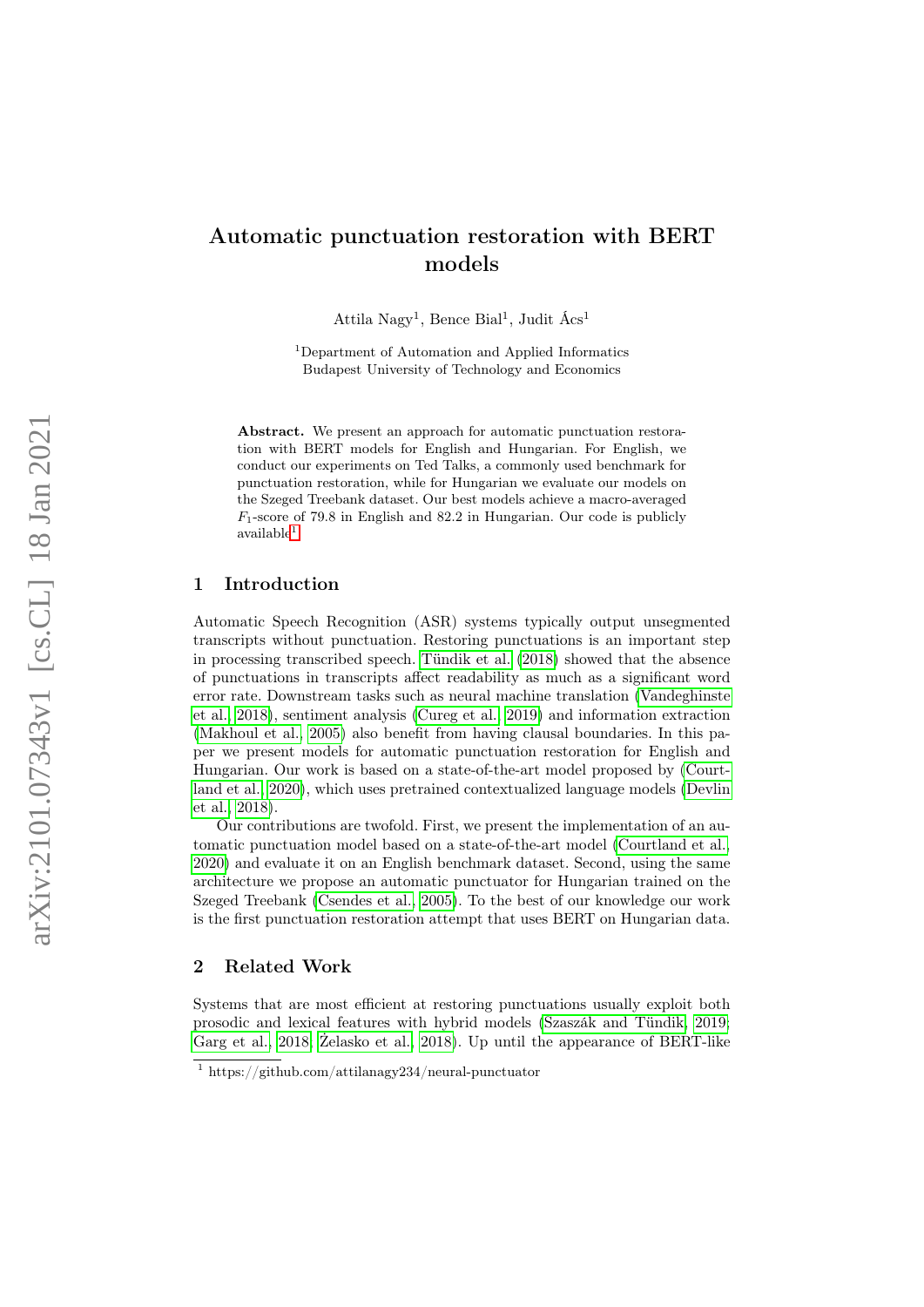# Automatic punctuation restoration with BERT models

Attila Nagy[1], Bence Bial[1], Judit Ács[1]

[1]Department of Automation and Applied Informatics
Budapest University of Technology and Economics

**Abstract.** We present an approach for automatic punctuation restoration with BERT models for English and Hungarian. For English, we conduct our experiments on Ted Talks, a commonly used benchmark for punctuation restoration, while for Hungarian we evaluate our models on the Szeged Treebank dataset. Our best models achieve a macro-averaged $F_1$-score of 79.8 in English and 82.2 in Hungarian. Our code is publicly available[1].

## 1 Introduction

Automatic Speech Recognition (ASR) systems typically output unsegmented transcripts without punctuation. Restoring punctuations is an important step in processing transcribed speech. Tündik et al. (2018) showed that the absence of punctuations in transcripts affect readability as much as a significant word error rate. Downstream tasks such as neural machine translation (Vandeghinste et al., 2018), sentiment analysis (Cureg et al., 2019) and information extraction (Makhoul et al., 2005) also benefit from having clausal boundaries. In this paper we present models for automatic punctuation restoration for English and Hungarian. Our work is based on a state-of-the-art model proposed by (Courtland et al., 2020), which uses pretrained contextualized language models (Devlin et al., 2018).

Our contributions are twofold. First, we present the implementation of an automatic punctuation model based on a state-of-the-art model (Courtland et al., 2020) and evaluate it on an English benchmark dataset. Second, using the same architecture we propose an automatic punctuator for Hungarian trained on the Szeged Treebank (Csendes et al., 2005). To the best of our knowledge our work is the first punctuation restoration attempt that uses BERT on Hungarian data.

## 2 Related Work

Systems that are most efficient at restoring punctuations usually exploit both prosodic and lexical features with hybrid models (Szaszák and Tündik, 2019; Garg et al., 2018; Żelasko et al., 2018). Up until the appearance of BERT-like

[1] https://github.com/attilanagy234/neural-punctuator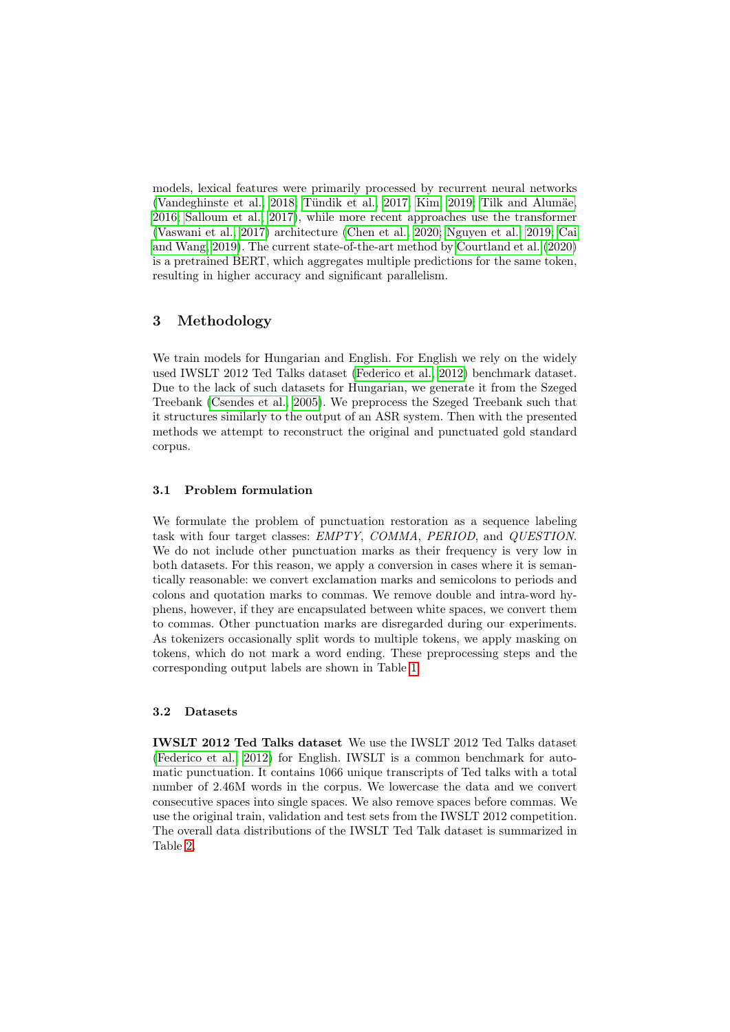models, lexical features were primarily processed by recurrent neural networks (Vandeghinste et al., 2018; Tündik et al., 2017; Kim, 2019; Tilk and Alumäe, 2016; Salloum et al., 2017), while more recent approaches use the transformer (Vaswani et al., 2017) architecture (Chen et al., 2020; Nguyen et al., 2019; Cai and Wang, 2019). The current state-of-the-art method by Courtland et al. (2020) is a pretrained BERT, which aggregates multiple predictions for the same token, resulting in higher accuracy and significant parallelism.

## 3 Methodology

We train models for Hungarian and English. For English we rely on the widely used IWSLT 2012 Ted Talks dataset (Federico et al., 2012) benchmark dataset. Due to the lack of such datasets for Hungarian, we generate it from the Szeged Treebank (Csendes et al., 2005). We preprocess the Szeged Treebank such that it structures similarly to the output of an ASR system. Then with the presented methods we attempt to reconstruct the original and punctuated gold standard corpus.

### 3.1 Problem formulation

We formulate the problem of punctuation restoration as a sequence labeling task with four target classes: *EMPTY*, *COMMA*, *PERIOD*, and *QUESTION*. We do not include other punctuation marks as their frequency is very low in both datasets. For this reason, we apply a conversion in cases where it is semantically reasonable: we convert exclamation marks and semicolons to periods and colons and quotation marks to commas. We remove double and intra-word hyphens, however, if they are encapsulated between white spaces, we convert them to commas. Other punctuation marks are disregarded during our experiments. As tokenizers occasionally split words to multiple tokens, we apply masking on tokens, which do not mark a word ending. These preprocessing steps and the corresponding output labels are shown in Table 1.

### 3.2 Datasets

**IWSLT 2012 Ted Talks dataset** We use the IWSLT 2012 Ted Talks dataset (Federico et al., 2012) for English. IWSLT is a common benchmark for automatic punctuation. It contains 1066 unique transcripts of Ted talks with a total number of 2.46M words in the corpus. We lowercase the data and we convert consecutive spaces into single spaces. We also remove spaces before commas. We use the original train, validation and test sets from the IWSLT 2012 competition. The overall data distributions of the IWSLT Ted Talk dataset is summarized in Table 2.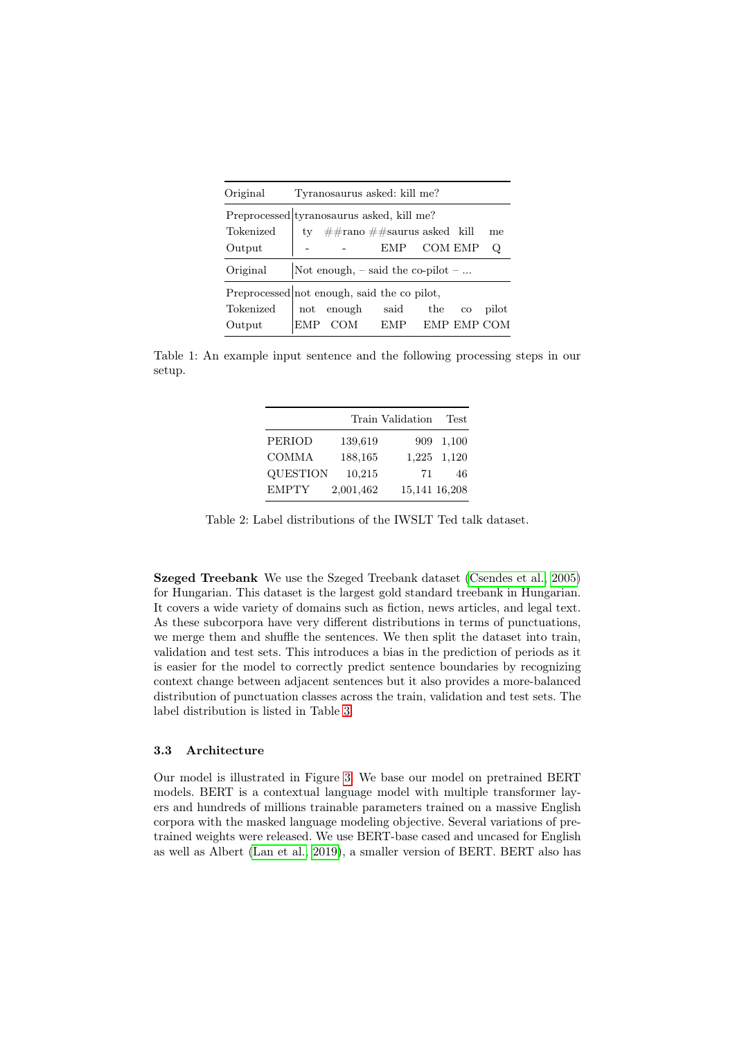| Original | Tyranosaurus asked: kill me? | | | | | |
|---|---|---|---|---|---|---|
| Preprocessed | tyranosaurus asked, kill me? | | | | | |
| Tokenized | ty | ##rano | ##saurus | asked | kill | me |
| Output | - | - | EMP | COM | EMP | Q |
| Original | Not enough, – said the co-pilot – ... | | | | | |
| Preprocessed | not enough, said the co pilot, | | | | | |
| Tokenized | not | enough | said | the | co | pilot |
| Output | EMP | COM | EMP | EMP | EMP | COM |

Table 1: An example input sentence and the following processing steps in our setup.

| | Train | Validation | Test |
|---|---|---|---|
| PERIOD | 139,619 | 909 | 1,100 |
| COMMA | 188,165 | 1,225 | 1,120 |
| QUESTION | 10,215 | 71 | 46 |
| EMPTY | 2,001,462 | 15,141 | 16,208 |

Table 2: Label distributions of the IWSLT Ted talk dataset.

**Szeged Treebank** We use the Szeged Treebank dataset (Csendes et al., 2005) for Hungarian. This dataset is the largest gold standard treebank in Hungarian. It covers a wide variety of domains such as fiction, news articles, and legal text. As these subcorpora have very different distributions in terms of punctuations, we merge them and shuffle the sentences. We then split the dataset into train, validation and test sets. This introduces a bias in the prediction of periods as it is easier for the model to correctly predict sentence boundaries by recognizing context change between adjacent sentences but it also provides a more-balanced distribution of punctuation classes across the train, validation and test sets. The label distribution is listed in Table 3.

### 3.3 Architecture

Our model is illustrated in Figure 3. We base our model on pretrained BERT models. BERT is a contextual language model with multiple transformer layers and hundreds of millions trainable parameters trained on a massive English corpora with the masked language modeling objective. Several variations of pretrained weights were released. We use BERT-base cased and uncased for English as well as Albert (Lan et al., 2019), a smaller version of BERT. BERT also has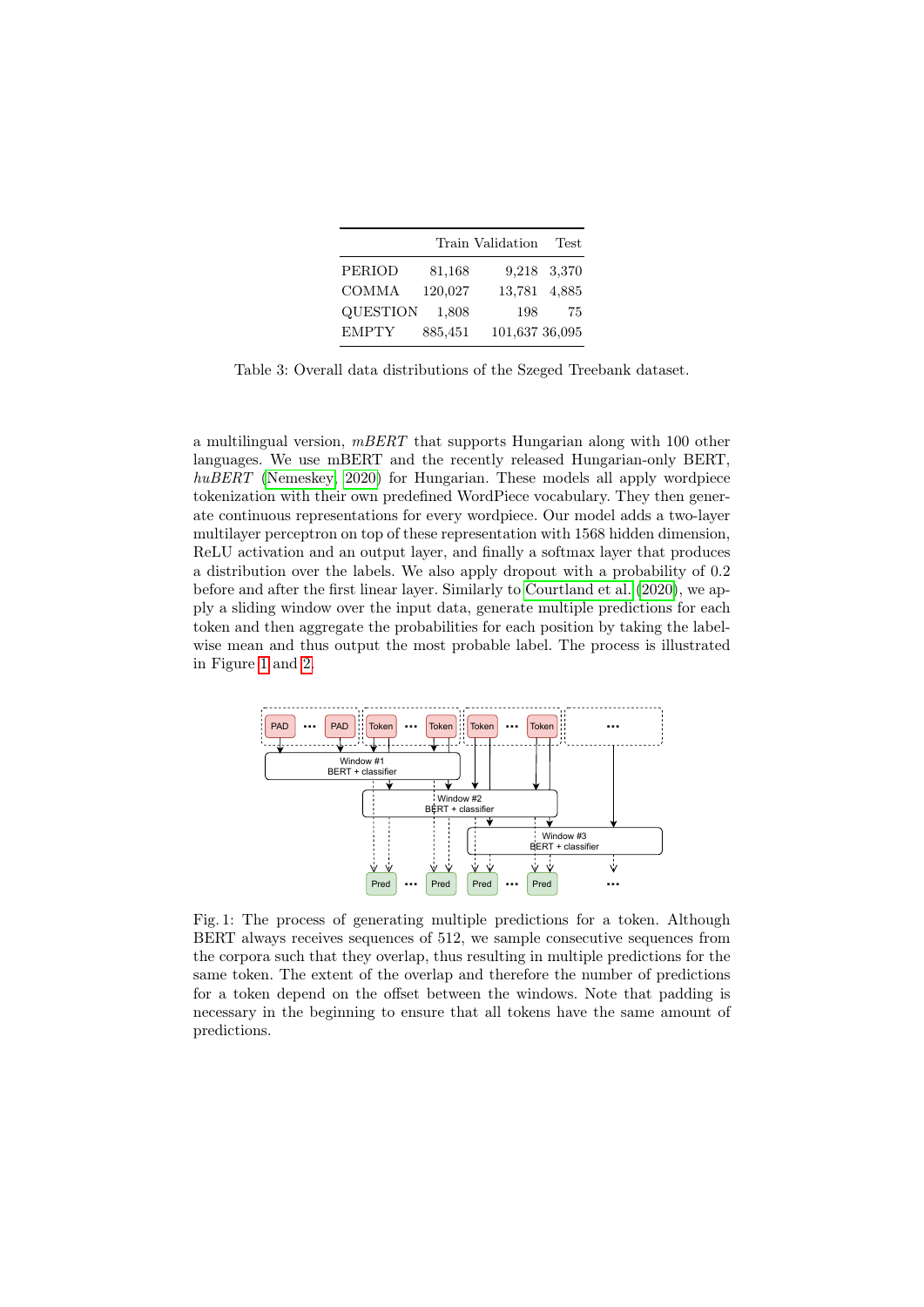|  | Train | Validation | Test |
|---|---|---|---|
| PERIOD | 81,168 | 9,218 | 3,370 |
| COMMA | 120,027 | 13,781 | 4,885 |
| QUESTION | 1,808 | 198 | 75 |
| EMPTY | 885,451 | 101,637 | 36,095 |

Table 3: Overall data distributions of the Szeged Treebank dataset.

a multilingual version, *mBERT* that supports Hungarian along with 100 other languages. We use mBERT and the recently released Hungarian-only BERT, *huBERT* (Nemeskey, 2020) for Hungarian. These models all apply wordpiece tokenization with their own predefined WordPiece vocabulary. They then generate continuous representations for every wordpiece. Our model adds a two-layer multilayer perceptron on top of these representation with 1568 hidden dimension, ReLU activation and an output layer, and finally a softmax layer that produces a distribution over the labels. We also apply dropout with a probability of 0.2 before and after the first linear layer. Similarly to Courtland et al. (2020), we apply a sliding window over the input data, generate multiple predictions for each token and then aggregate the probabilities for each position by taking the label-wise mean and thus output the most probable label. The process is illustrated in Figure 1 and 2.

Fig. 1: The process of generating multiple predictions for a token. Although BERT always receives sequences of 512, we sample consecutive sequences from the corpora such that they overlap, thus resulting in multiple predictions for the same token. The extent of the overlap and therefore the number of predictions for a token depend on the offset between the windows. Note that padding is necessary in the beginning to ensure that all tokens have the same amount of predictions.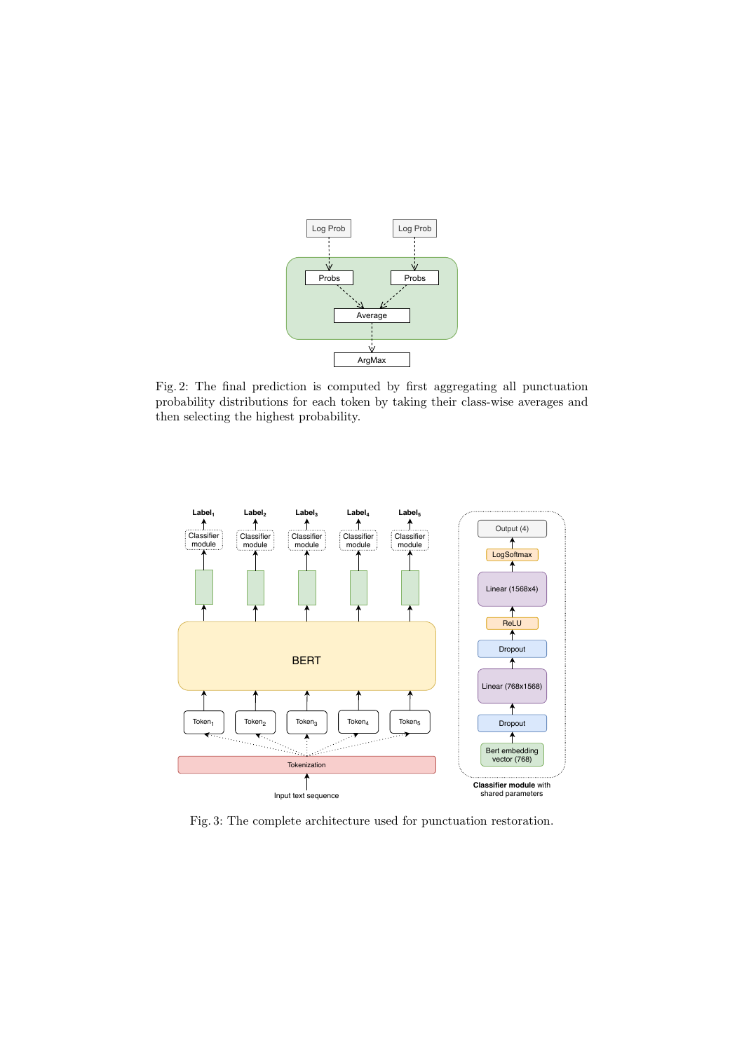Fig. 2: The final prediction is computed by first aggregating all punctuation probability distributions for each token by taking their class-wise averages and then selecting the highest probability.

Fig. 3: The complete architecture used for punctuation restoration.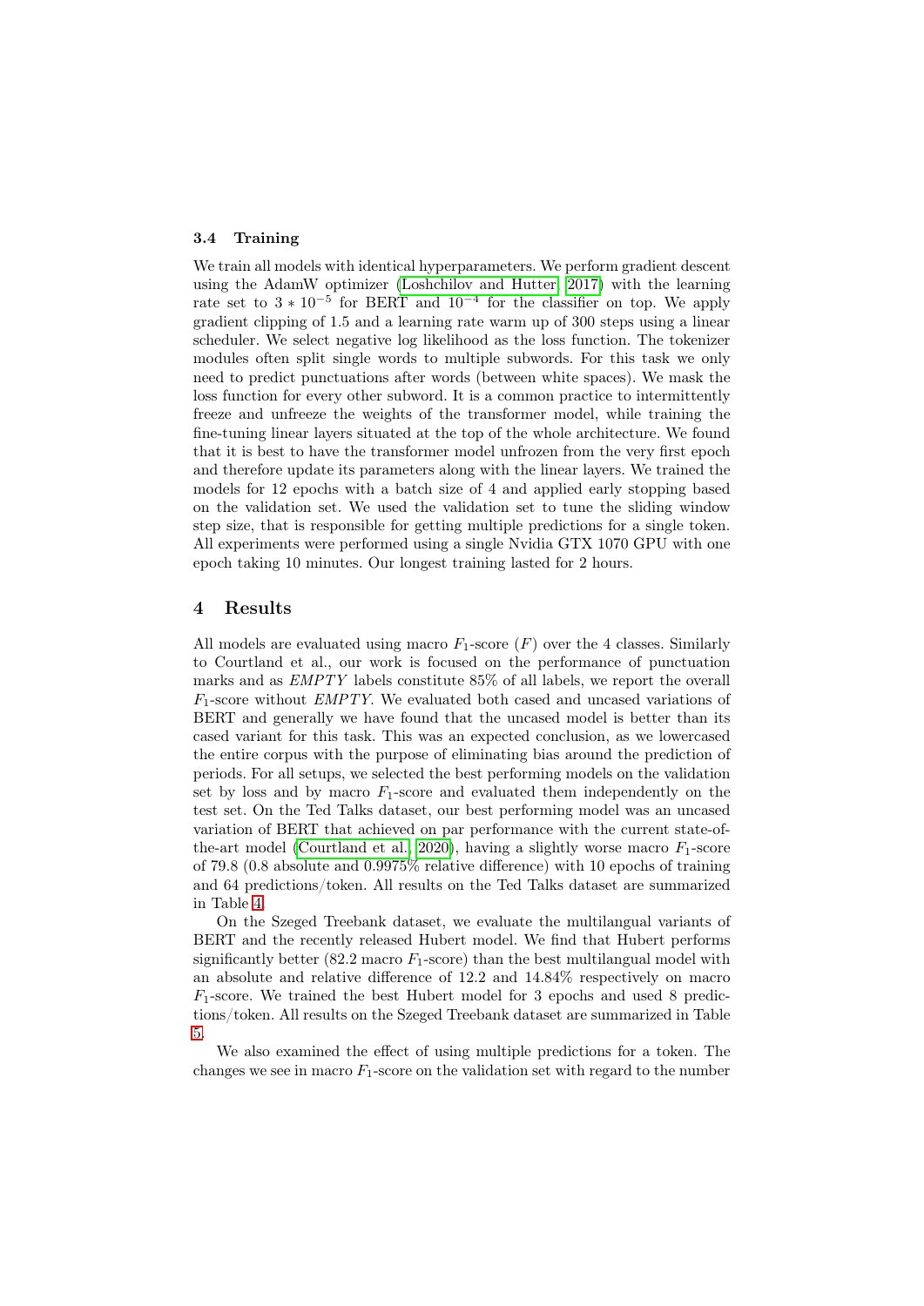### 3.4 Training

We train all models with identical hyperparameters. We perform gradient descent using the AdamW optimizer (Loshchilov and Hutter, 2017) with the learning rate set to $3 * 10^{-5}$ for BERT and $10^{-4}$ for the classifier on top. We apply gradient clipping of 1.5 and a learning rate warm up of 300 steps using a linear scheduler. We select negative log likelihood as the loss function. The tokenizer modules often split single words to multiple subwords. For this task we only need to predict punctuations after words (between white spaces). We mask the loss function for every other subword. It is a common practice to intermittently freeze and unfreeze the weights of the transformer model, while training the fine-tuning linear layers situated at the top of the whole architecture. We found that it is best to have the transformer model unfrozen from the very first epoch and therefore update its parameters along with the linear layers. We trained the models for 12 epochs with a batch size of 4 and applied early stopping based on the validation set. We used the validation set to tune the sliding window step size, that is responsible for getting multiple predictions for a single token. All experiments were performed using a single Nvidia GTX 1070 GPU with one epoch taking 10 minutes. Our longest training lasted for 2 hours.

## 4 Results

All models are evaluated using macro $F_1$-score ($F$) over the 4 classes. Similarly to Courtland et al., our work is focused on the performance of punctuation marks and as *EMPTY* labels constitute 85% of all labels, we report the overall $F_1$-score without *EMPTY*. We evaluated both cased and uncased variations of BERT and generally we have found that the uncased model is better than its cased variant for this task. This was an expected conclusion, as we lowercased the entire corpus with the purpose of eliminating bias around the prediction of periods. For all setups, we selected the best performing models on the validation set by loss and by macro $F_1$-score and evaluated them independently on the test set. On the Ted Talks dataset, our best performing model was an uncased variation of BERT that achieved on par performance with the current state-of-the-art model (Courtland et al., 2020), having a slightly worse macro $F_1$-score of 79.8 (0.8 absolute and 0.9975% relative difference) with 10 epochs of training and 64 predictions/token. All results on the Ted Talks dataset are summarized in Table 4.

On the Szeged Treebank dataset, we evaluate the multilangual variants of BERT and the recently released Hubert model. We find that Hubert performs significantly better (82.2 macro $F_1$-score) than the best multilangual model with an absolute and relative difference of 12.2 and 14.84% respectively on macro $F_1$-score. We trained the best Hubert model for 3 epochs and used 8 predictions/token. All results on the Szeged Treebank dataset are summarized in Table 5.

We also examined the effect of using multiple predictions for a token. The changes we see in macro $F_1$-score on the validation set with regard to the number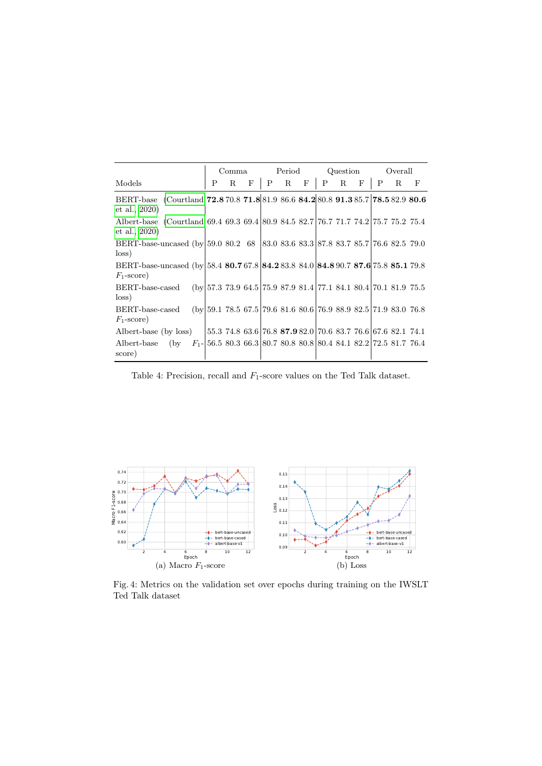| Models | Comma | | | Period | | | Question | | | Overall | | |
|---|---|---|---|---|---|---|---|---|---|---|---|---|
| | P | R | F | P | R | F | P | R | F | P | R | F |
| BERT-base (Courtland et al., 2020) | **72.8** | 70.8 | **71.8** | 81.9 | 86.6 | **84.2** | 80.8 | **91.3** | 85.7 | **78.5** | 82.9 | **80.6** |
| Albert-base (Courtland et al., 2020) | 69.4 | 69.3 | 69.4 | 80.9 | 84.5 | 82.7 | 76.7 | 71.7 | 74.2 | 75.7 | 75.2 | 75.4 |
| BERT-base-uncased (by loss) | 59.0 | 80.2 | 68 | 83.0 | 83.6 | 83.3 | 87.8 | 83.7 | 85.7 | 76.6 | 82.5 | 79.0 |
| BERT-base-uncased (by $F_1$-score) | 58.4 | **80.7** | 67.8 | **84.2** | 83.8 | 84.0 | **84.8** | 90.7 | **87.6** | 75.8 | **85.1** | 79.8 |
| BERT-base-cased (by loss) | 57.3 | 73.9 | 64.5 | 75.9 | 87.9 | 81.4 | 77.1 | 84.1 | 80.4 | 70.1 | 81.9 | 75.5 |
| BERT-base-cased (by $F_1$-score) | 59.1 | 78.5 | 67.5 | 79.6 | 81.6 | 80.6 | 76.9 | 88.9 | 82.5 | 71.9 | 83.0 | 76.8 |
| Albert-base (by loss) | 55.3 | 74.8 | 63.6 | 76.8 | **87.9** | 82.0 | 70.6 | 83.7 | 76.6 | 67.6 | 82.1 | 74.1 |
| Albert-base (by $F_1$-score) | 56.5 | 80.3 | 66.3 | 80.7 | 80.8 | 80.8 | 80.4 | 84.1 | 82.2 | 72.5 | 81.7 | 76.4 |

Table 4: Precision, recall and $F_1$-score values on the Ted Talk dataset.

(a) Macro $F_1$-score

(b) Loss

Fig. 4: Metrics on the validation set over epochs during training on the IWSLT Ted Talk dataset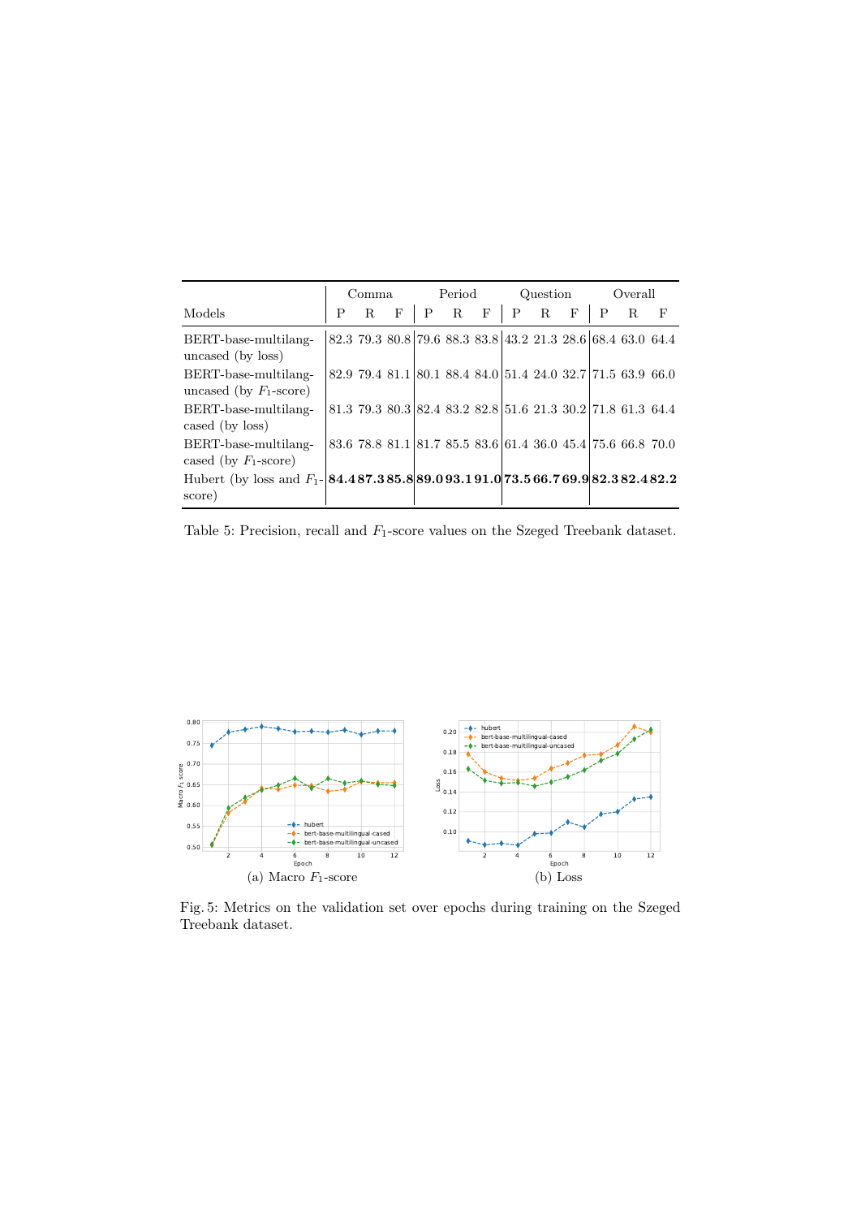| Models | Comma | | | Period | | | Question | | | Overall | | |
|---|---|---|---|---|---|---|---|---|---|---|---|---|
| | P | R | F | P | R | F | P | R | F | P | R | F |
| BERT-base-multilang-uncased (by loss) | 82.3 | 79.3 | 80.8 | 79.6 | 88.3 | 83.8 | 43.2 | 21.3 | 28.6 | 68.4 | 63.0 | 64.4 |
| BERT-base-multilang-uncased (by $F_1$-score) | 82.9 | 79.4 | 81.1 | 80.1 | 88.4 | 84.0 | 51.4 | 24.0 | 32.7 | 71.5 | 63.9 | 66.0 |
| BERT-base-multilang-cased (by loss) | 81.3 | 79.3 | 80.3 | 82.4 | 83.2 | 82.8 | 51.6 | 21.3 | 30.2 | 71.8 | 61.3 | 64.4 |
| BERT-base-multilang-cased (by $F_1$-score) | 83.6 | 78.8 | 81.1 | 81.7 | 85.5 | 83.6 | 61.4 | 36.0 | 45.4 | 75.6 | 66.8 | 70.0 |
| Hubert (by loss and $F_1$-score) | **84.4** | **87.3** | **85.8** | **89.0** | **93.1** | **91.0** | **73.5** | **66.7** | **69.9** | **82.3** | **82.4** | **82.2** |

Table 5: Precision, recall and $F_1$-score values on the Szeged Treebank dataset.

(a) Macro $F_1$-score

(b) Loss

Fig. 5: Metrics on the validation set over epochs during training on the Szeged Treebank dataset.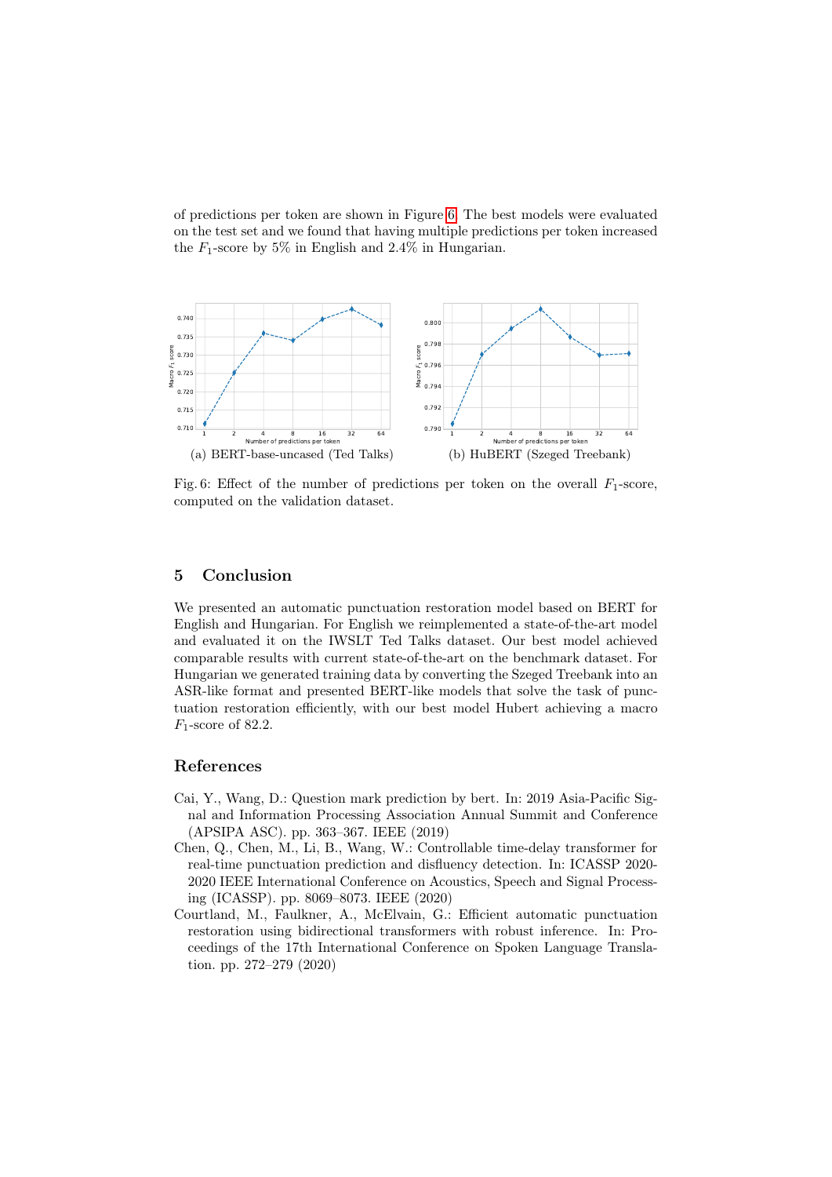of predictions per token are shown in Figure 6. The best models were evaluated on the test set and we found that having multiple predictions per token increased the $F_1$-score by 5% in English and 2.4% in Hungarian.

(a) BERT-base-uncased (Ted Talks)

(b) HuBERT (Szeged Treebank)

Fig. 6: Effect of the number of predictions per token on the overall $F_1$-score, computed on the validation dataset.

## 5 Conclusion

We presented an automatic punctuation restoration model based on BERT for English and Hungarian. For English we reimplemented a state-of-the-art model and evaluated it on the IWSLT Ted Talks dataset. Our best model achieved comparable results with current state-of-the-art on the benchmark dataset. For Hungarian we generated training data by converting the Szeged Treebank into an ASR-like format and presented BERT-like models that solve the task of punctuation restoration efficiently, with our best model Hubert achieving a macro $F_1$-score of 82.2.

## References

Cai, Y., Wang, D.: Question mark prediction by bert. In: 2019 Asia-Pacific Signal and Information Processing Association Annual Summit and Conference (APSIPA ASC). pp. 363–367. IEEE (2019)

Chen, Q., Chen, M., Li, B., Wang, W.: Controllable time-delay transformer for real-time punctuation prediction and disfluency detection. In: ICASSP 2020-2020 IEEE International Conference on Acoustics, Speech and Signal Processing (ICASSP). pp. 8069–8073. IEEE (2020)

Courtland, M., Faulkner, A., McElvain, G.: Efficient automatic punctuation restoration using bidirectional transformers with robust inference. In: Proceedings of the 17th International Conference on Spoken Language Translation. pp. 272–279 (2020)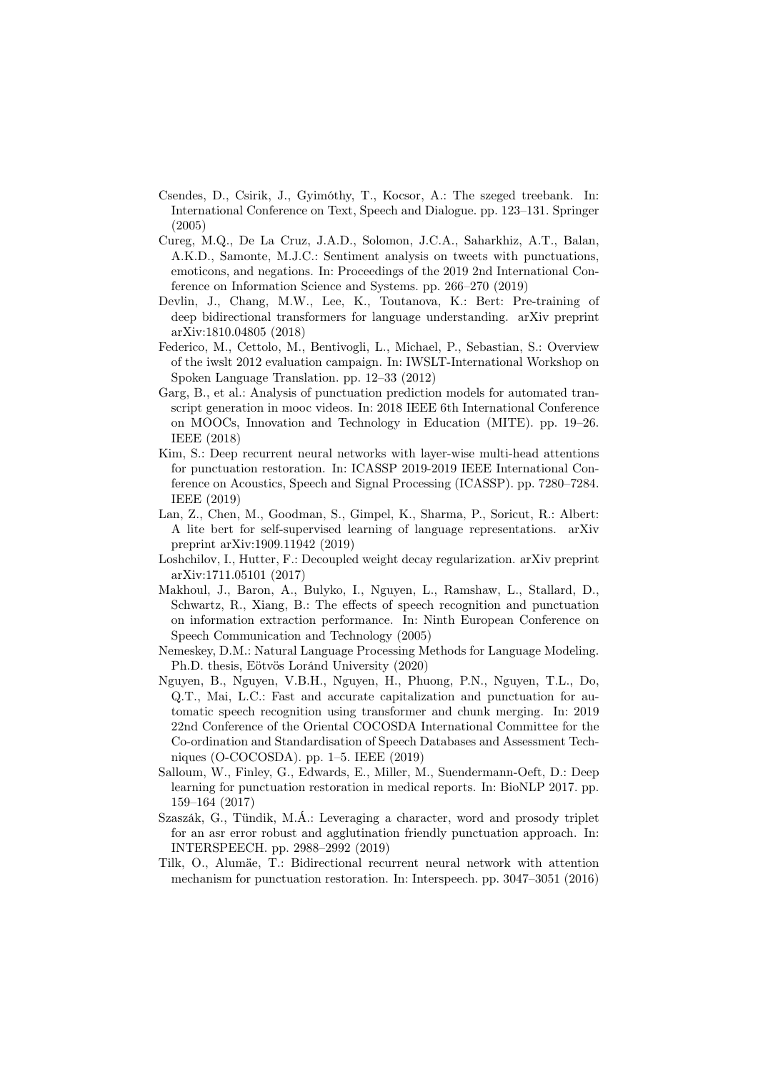Csendes, D., Csirik, J., Gyimóthy, T., Kocsor, A.: The szeged treebank. In: International Conference on Text, Speech and Dialogue. pp. 123–131. Springer (2005)

Cureg, M.Q., De La Cruz, J.A.D., Solomon, J.C.A., Saharkhiz, A.T., Balan, A.K.D., Samonte, M.J.C.: Sentiment analysis on tweets with punctuations, emoticons, and negations. In: Proceedings of the 2019 2nd International Conference on Information Science and Systems. pp. 266–270 (2019)

Devlin, J., Chang, M.W., Lee, K., Toutanova, K.: Bert: Pre-training of deep bidirectional transformers for language understanding. arXiv preprint arXiv:1810.04805 (2018)

Federico, M., Cettolo, M., Bentivogli, L., Michael, P., Sebastian, S.: Overview of the iwslt 2012 evaluation campaign. In: IWSLT-International Workshop on Spoken Language Translation. pp. 12–33 (2012)

Garg, B., et al.: Analysis of punctuation prediction models for automated transcript generation in mooc videos. In: 2018 IEEE 6th International Conference on MOOCs, Innovation and Technology in Education (MITE). pp. 19–26. IEEE (2018)

Kim, S.: Deep recurrent neural networks with layer-wise multi-head attentions for punctuation restoration. In: ICASSP 2019-2019 IEEE International Conference on Acoustics, Speech and Signal Processing (ICASSP). pp. 7280–7284. IEEE (2019)

Lan, Z., Chen, M., Goodman, S., Gimpel, K., Sharma, P., Soricut, R.: Albert: A lite bert for self-supervised learning of language representations. arXiv preprint arXiv:1909.11942 (2019)

Loshchilov, I., Hutter, F.: Decoupled weight decay regularization. arXiv preprint arXiv:1711.05101 (2017)

Makhoul, J., Baron, A., Bulyko, I., Nguyen, L., Ramshaw, L., Stallard, D., Schwartz, R., Xiang, B.: The effects of speech recognition and punctuation on information extraction performance. In: Ninth European Conference on Speech Communication and Technology (2005)

Nemeskey, D.M.: Natural Language Processing Methods for Language Modeling. Ph.D. thesis, Eötvös Loránd University (2020)

Nguyen, B., Nguyen, V.B.H., Nguyen, H., Phuong, P.N., Nguyen, T.L., Do, Q.T., Mai, L.C.: Fast and accurate capitalization and punctuation for automatic speech recognition using transformer and chunk merging. In: 2019 22nd Conference of the Oriental COCOSDA International Committee for the Co-ordination and Standardisation of Speech Databases and Assessment Techniques (O-COCOSDA). pp. 1–5. IEEE (2019)

Salloum, W., Finley, G., Edwards, E., Miller, M., Suendermann-Oeft, D.: Deep learning for punctuation restoration in medical reports. In: BioNLP 2017. pp. 159–164 (2017)

Szaszák, G., Tündik, M.Á.: Leveraging a character, word and prosody triplet for an asr error robust and agglutination friendly punctuation approach. In: INTERSPEECH. pp. 2988–2992 (2019)

Tilk, O., Alumäe, T.: Bidirectional recurrent neural network with attention mechanism for punctuation restoration. In: Interspeech. pp. 3047–3051 (2016)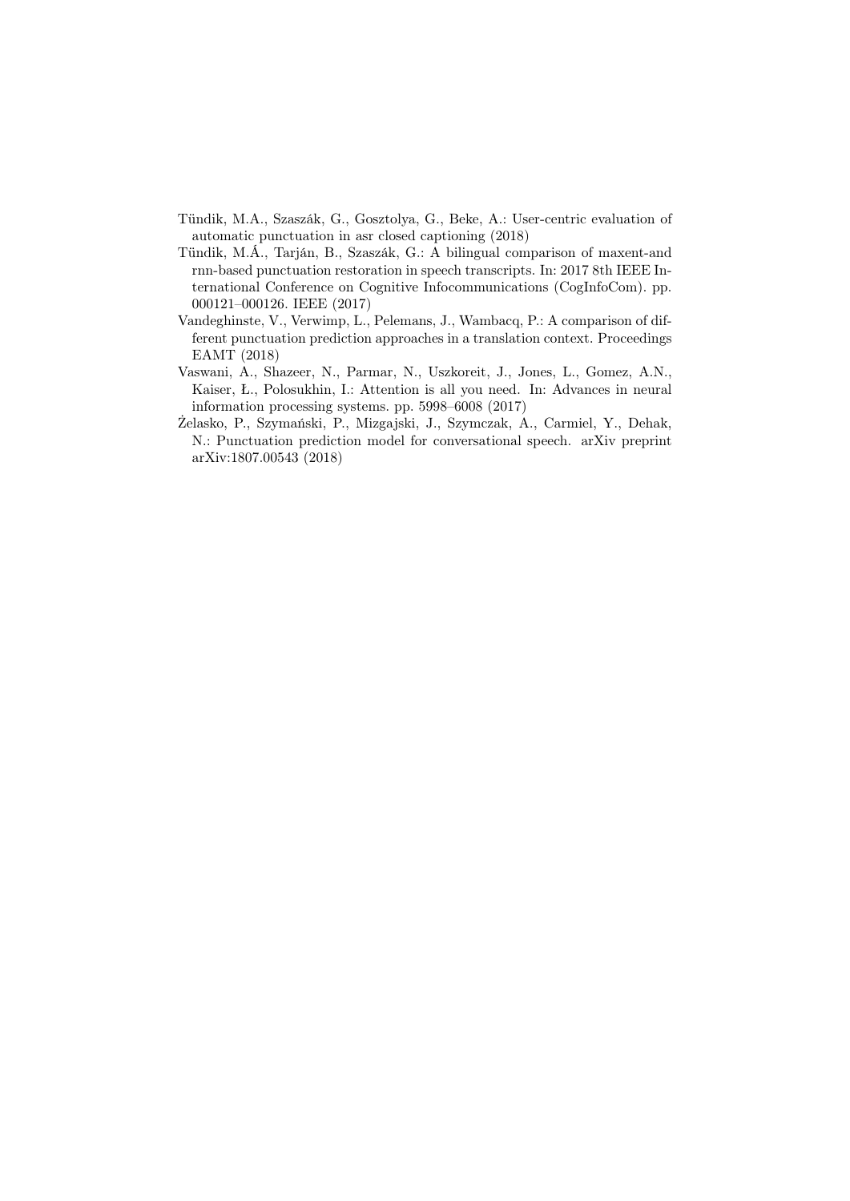Tündik, M.A., Szaszák, G., Gosztolya, G., Beke, A.: User-centric evaluation of automatic punctuation in asr closed captioning (2018)

Tündik, M.Á., Tarján, B., Szaszák, G.: A bilingual comparison of maxent-and rnn-based punctuation restoration in speech transcripts. In: 2017 8th IEEE International Conference on Cognitive Infocommunications (CogInfoCom). pp. 000121–000126. IEEE (2017)

Vandeghinste, V., Verwimp, L., Pelemans, J., Wambacq, P.: A comparison of different punctuation prediction approaches in a translation context. Proceedings EAMT (2018)

Vaswani, A., Shazeer, N., Parmar, N., Uszkoreit, J., Jones, L., Gomez, A.N., Kaiser, Ł., Polosukhin, I.: Attention is all you need. In: Advances in neural information processing systems. pp. 5998–6008 (2017)

Żelasko, P., Szymański, P., Mizgajski, J., Szymczak, A., Carmiel, Y., Dehak, N.: Punctuation prediction model for conversational speech. arXiv preprint arXiv:1807.00543 (2018)